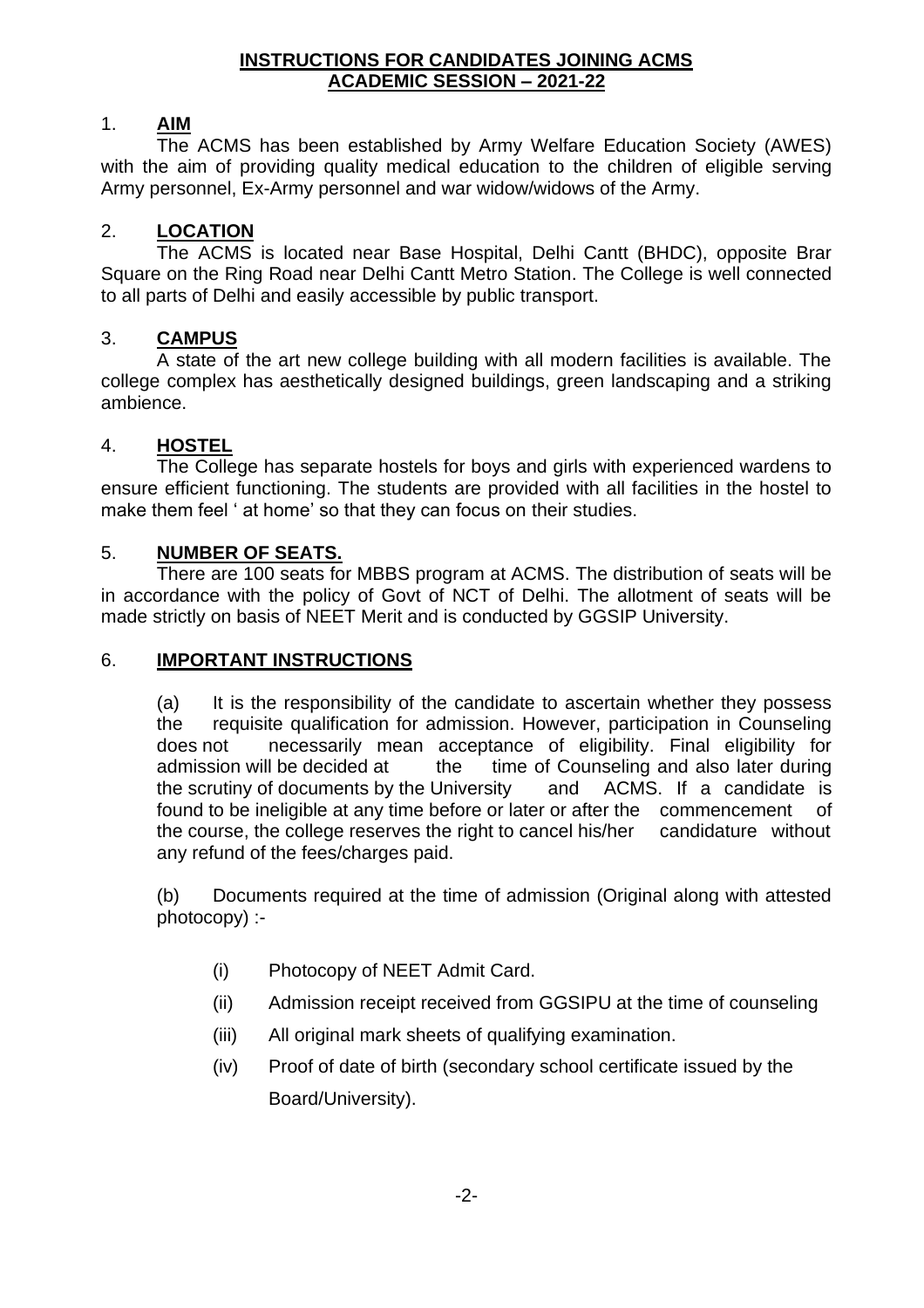# INSTRUCTIONS FOR CANDIDATES JOINING ACMS ACADEMIC SESSION – 2021-22

## 1. AIM

The ACMS has been established by Army Welfare Education Society (AWES) with the aim of providing quality medical education to the children of eligible serving Army personnel, Ex-Army personnel and war widow/widows of the Army.

## 2. LOCATION

The ACMS is located near Base Hospital, Delhi Cantt (BHDC), opposite Brar Square on the Ring Road near Delhi Cantt Metro Station. The College is well connected to all parts of Delhi and easily accessible by public transport.

## 3. CAMPUS

A state of the art new college building with all modern facilities is available. The college complex has aesthetically designed buildings, green landscaping and a striking ambience.

## 4. HOSTEL

The College has separate hostels for boys and girls with experienced wardens to ensure efficient functioning. The students are provided with all facilities in the hostel to make them feel ' at home' so that they can focus on their studies.

## 5. NUMBER OF SEATS.

There are 100 seats for MBBS program at ACMS. The distribution of seats will be in accordance with the policy of Govt of NCT of Delhi. The allotment of seats will be made strictly on basis of NEET Merit and is conducted by GGSIP University.

## 6. IMPORTANT INSTRUCTIONS

(a) It is the responsibility of the candidate to ascertain whether they possess the requisite qualification for admission. However, participation in Counseling does not necessarily mean acceptance of eligibility. Final eligibility for admission will be decided at the time of Counseling and also later during the scrutiny of documents by the University and ACMS. If a candidate is found to be ineligible at any time before or later or after the commencement of the course, the college reserves the right to cancel his/her candidature without any refund of the fees/charges paid.

(b) Documents required at the time of admission (Original along with attested photocopy) :-

- (i) Photocopy of NEET Admit Card.
- (ii) Admission receipt received from GGSIPU at the time of counseling
- (iii) All original mark sheets of qualifying examination.
- (iv) Proof of date of birth (secondary school certificate issued by the Board/University).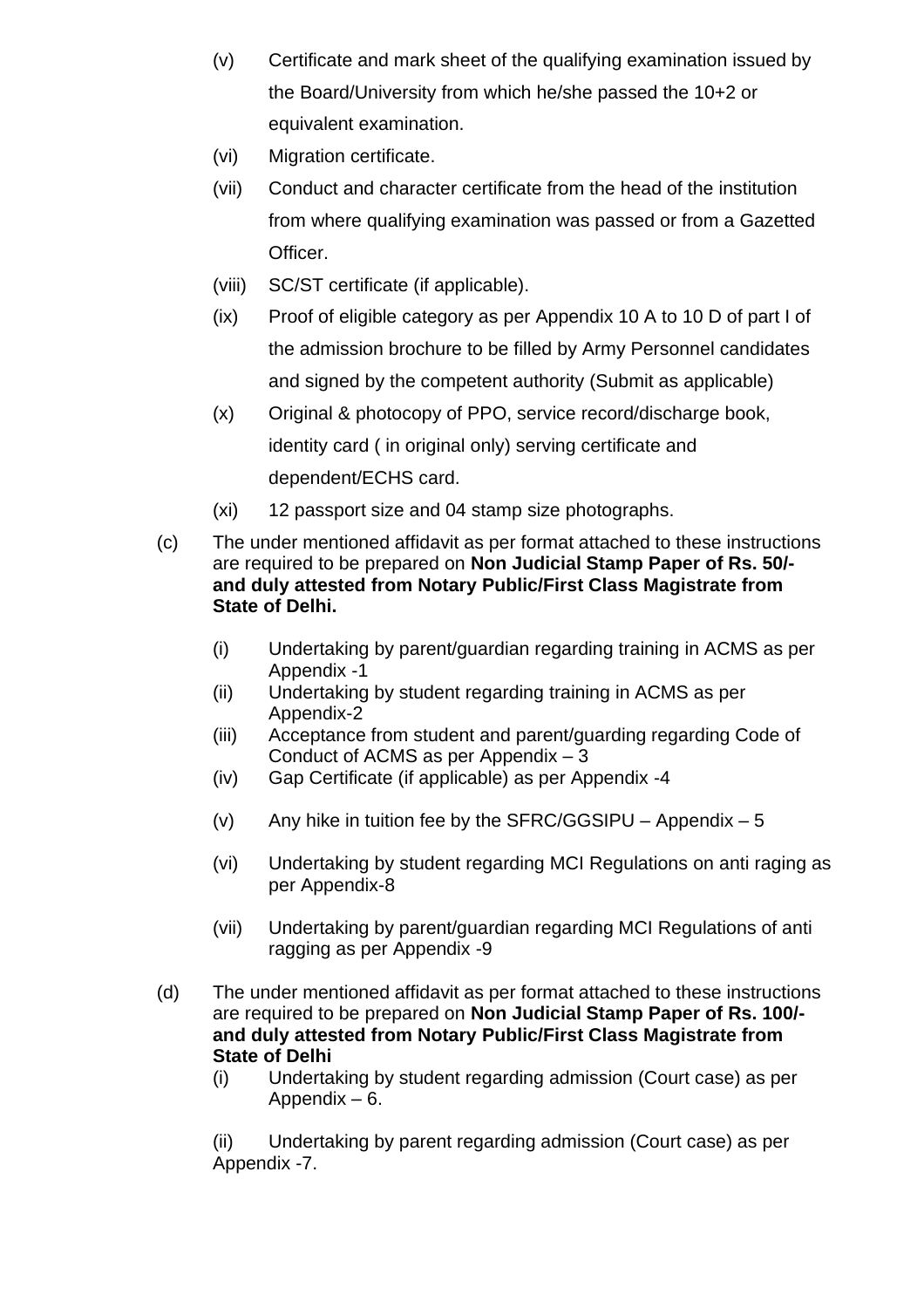(v) Certificate and mark sheet of the qualifying examination issued by the Board/University from which he/she passed the 10+2 or equivalent examination.

(vi) Migration certificate.

(vii) Conduct and character certificate from the head of the institution from where qualifying examination was passed or from a Gazetted Officer.

(viii) SC/ST certificate (if applicable).

(ix) Proof of eligible category as per Appendix 10 A to 10 D of part I of the admission brochure to be filled by Army Personnel candidates and signed by the competent authority (Submit as applicable)

(x) Original & photocopy of PPO, service record/discharge book, identity card ( in original only) serving certificate and dependent/ECHS card.

(xi) 12 passport size and 04 stamp size photographs.

(c) The under mentioned affidavit as per format attached to these instructions are required to be prepared on **Non Judicial Stamp Paper of Rs. 50/- and duly attested from Notary Public/First Class Magistrate from State of Delhi.**

(i) Undertaking by parent/guardian regarding training in ACMS as per Appendix -1

(ii) Undertaking by student regarding training in ACMS as per Appendix-2

(iii) Acceptance from student and parent/guarding regarding Code of Conduct of ACMS as per Appendix – 3

(iv) Gap Certificate (if applicable) as per Appendix -4

(v) Any hike in tuition fee by the SFRC/GGSIPU – Appendix – 5

(vi) Undertaking by student regarding MCI Regulations on anti raging as per Appendix-8

(vii) Undertaking by parent/guardian regarding MCI Regulations of anti ragging as per Appendix -9

(d) The under mentioned affidavit as per format attached to these instructions are required to be prepared on **Non Judicial Stamp Paper of Rs. 100/- and duly attested from Notary Public/First Class Magistrate from State of Delhi**

(i) Undertaking by student regarding admission (Court case) as per Appendix – 6.

(ii) Undertaking by parent regarding admission (Court case) as per Appendix -7.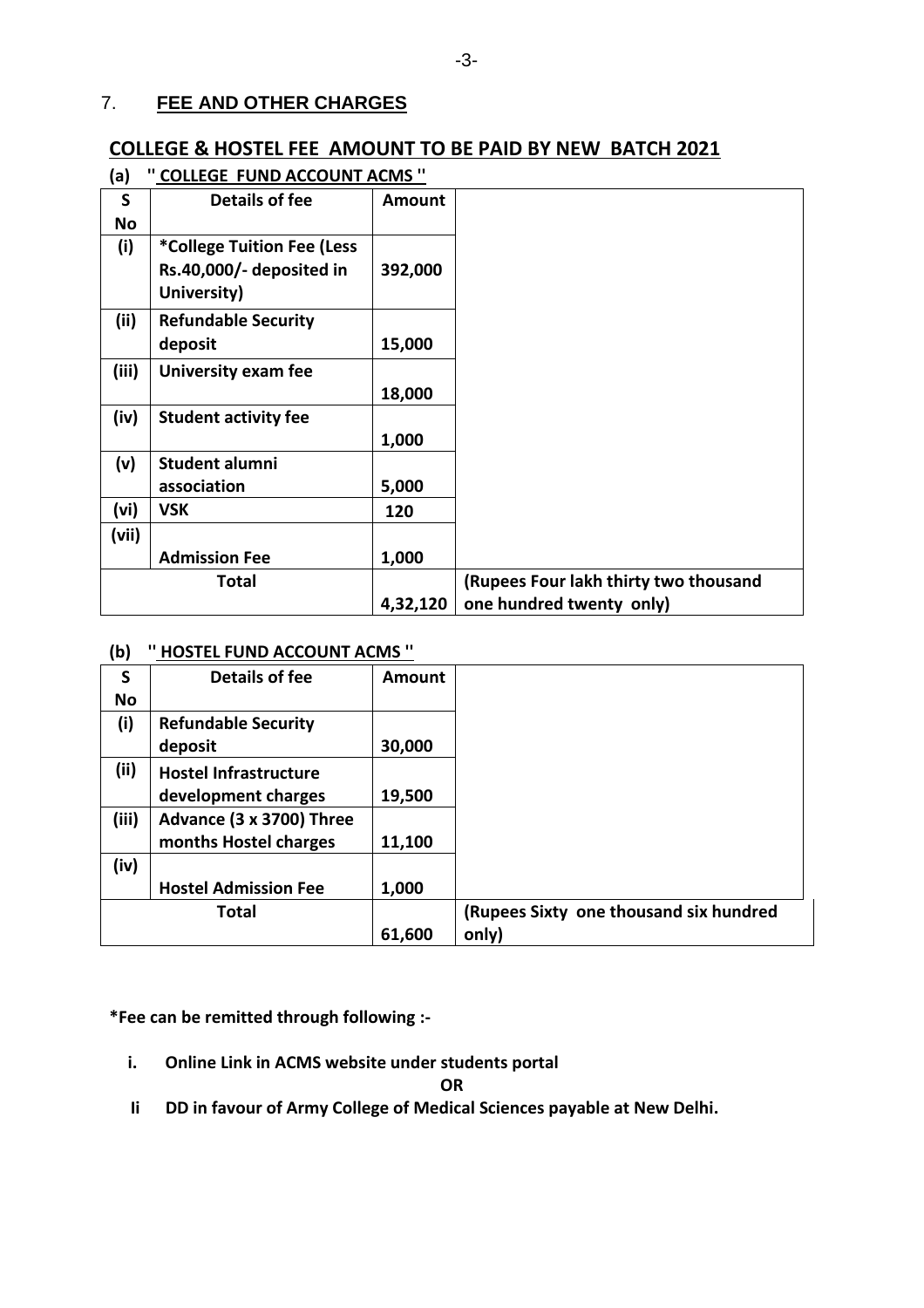## 7. FEE AND OTHER CHARGES

### COLLEGE & HOSTEL FEE AMOUNT TO BE PAID BY NEW BATCH 2021

**(a) " COLLEGE FUND ACCOUNT ACMS "**

| S No | Details of fee | Amount | |
|---|---|---|---|
| (i) | *College Tuition Fee (Less Rs.40,000/- deposited in University) | 392,000 | |
| (ii) | Refundable Security deposit | 15,000 | |
| (iii) | University exam fee | 18,000 | |
| (iv) | Student activity fee | 1,000 | |
| (v) | Student alumni association | 5,000 | |
| (vi) | VSK | 120 | |
| (vii) | Admission Fee | 1,000 | |
| | Total | 4,32,120 | (Rupees Four lakh thirty two thousand one hundred twenty only) |

**(b) " HOSTEL FUND ACCOUNT ACMS "**

| S No | Details of fee | Amount | |
|---|---|---|---|
| (i) | Refundable Security deposit | 30,000 | |
| (ii) | Hostel Infrastructure development charges | 19,500 | |
| (iii) | Advance (3 x 3700) Three months Hostel charges | 11,100 | |
| (iv) | Hostel Admission Fee | 1,000 | |
| | Total | 61,600 | (Rupees Sixty one thousand six hundred only) |

**\*Fee can be remitted through following :-**

**i. Online Link in ACMS website under students portal**

**OR**

**Ii DD in favour of Army College of Medical Sciences payable at New Delhi.**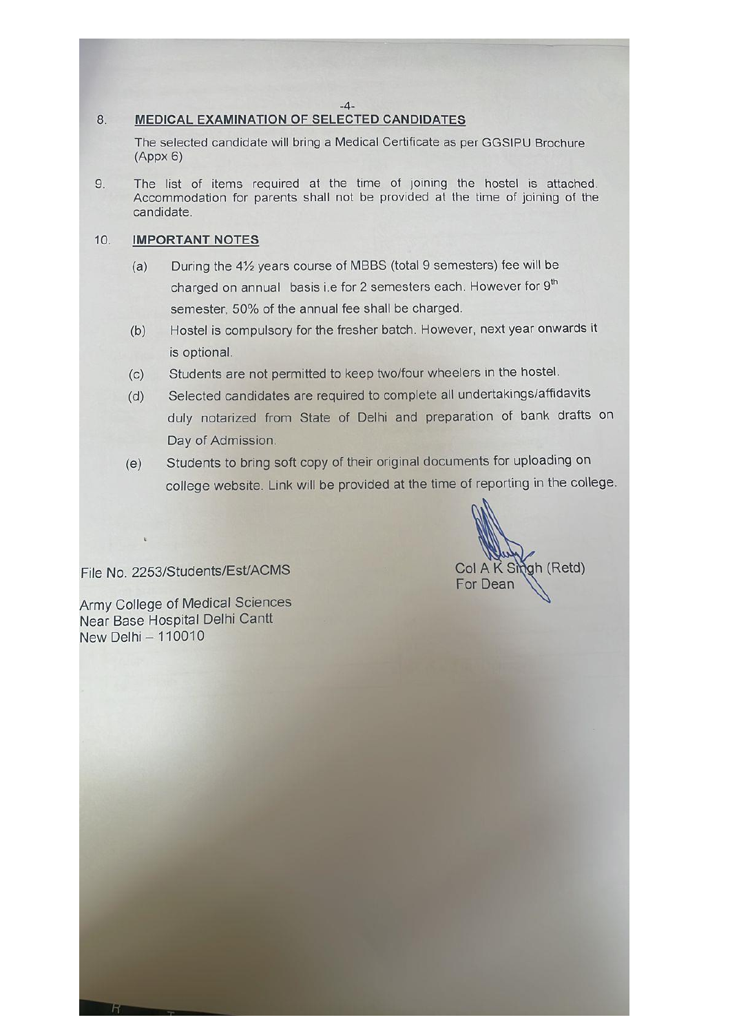8. **MEDICAL EXAMINATION OF SELECTED CANDIDATES**

   The selected candidate will bring a Medical Certificate as per GGSIPU Brochure (Appx 6)

9. The list of items required at the time of joining the hostel is attached. Accommodation for parents shall not be provided at the time of joining of the candidate.

10. **IMPORTANT NOTES**

    (a) During the 4½ years course of MBBS (total 9 semesters) fee will be charged on annual basis i.e for 2 semesters each. However for 9th semester, 50% of the annual fee shall be charged.

    (b) Hostel is compulsory for the fresher batch. However, next year onwards it is optional.

    (c) Students are not permitted to keep two/four wheelers in the hostel.

    (d) Selected candidates are required to complete all undertakings/affidavits duly notarized from State of Delhi and preparation of bank drafts on Day of Admission.

    (e) Students to bring soft copy of their original documents for uploading on college website. Link will be provided at the time of reporting in the college.

Col A K Singh (Retd)
For Dean

File No. 2253/Students/Est/ACMS

Army College of Medical Sciences
Near Base Hospital Delhi Cantt
New Delhi – 110010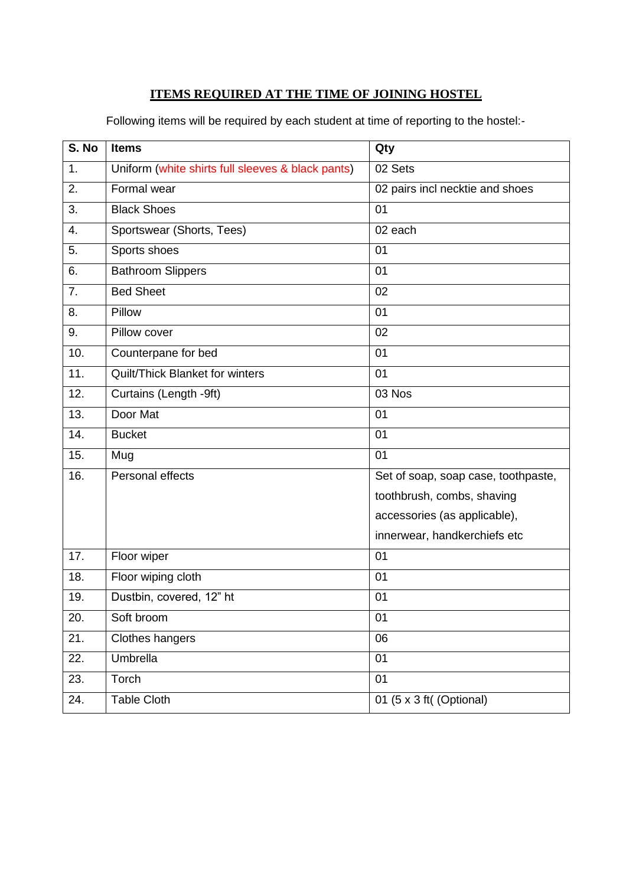# ITEMS REQUIRED AT THE TIME OF JOINING HOSTEL

Following items will be required by each student at time of reporting to the hostel:-

| S. No | Items | Qty |
|---|---|---|
| 1. | Uniform (white shirts full sleeves & black pants) | 02 Sets |
| 2. | Formal wear | 02 pairs incl necktie and shoes |
| 3. | Black Shoes | 01 |
| 4. | Sportswear (Shorts, Tees) | 02 each |
| 5. | Sports shoes | 01 |
| 6. | Bathroom Slippers | 01 |
| 7. | Bed Sheet | 02 |
| 8. | Pillow | 01 |
| 9. | Pillow cover | 02 |
| 10. | Counterpane for bed | 01 |
| 11. | Quilt/Thick Blanket for winters | 01 |
| 12. | Curtains (Length -9ft) | 03 Nos |
| 13. | Door Mat | 01 |
| 14. | Bucket | 01 |
| 15. | Mug | 01 |
| 16. | Personal effects | Set of soap, soap case, toothpaste, toothbrush, combs, shaving accessories (as applicable), innerwear, handkerchiefs etc |
| 17. | Floor wiper | 01 |
| 18. | Floor wiping cloth | 01 |
| 19. | Dustbin, covered, 12" ht | 01 |
| 20. | Soft broom | 01 |
| 21. | Clothes hangers | 06 |
| 22. | Umbrella | 01 |
| 23. | Torch | 01 |
| 24. | Table Cloth | 01 (5 x 3 ft( (Optional) |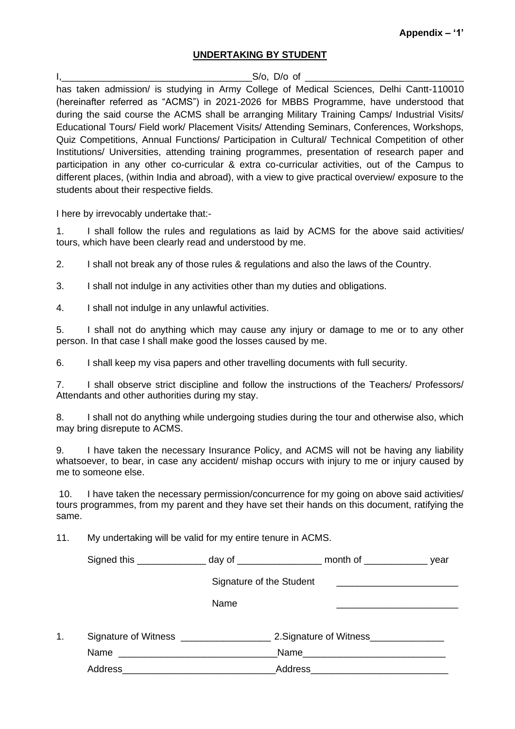**Appendix – '1'**

## UNDERTAKING BY STUDENT

I,____________________________________S/o, D/o of ______________________________ has taken admission/ is studying in Army College of Medical Sciences, Delhi Cantt-110010 (hereinafter referred as "ACMS") in 2021-2026 for MBBS Programme, have understood that during the said course the ACMS shall be arranging Military Training Camps/ Industrial Visits/ Educational Tours/ Field work/ Placement Visits/ Attending Seminars, Conferences, Workshops, Quiz Competitions, Annual Functions/ Participation in Cultural/ Technical Competition of other Institutions/ Universities, attending training programmes, presentation of research paper and participation in any other co-curricular & extra co-curricular activities, out of the Campus to different places, (within India and abroad), with a view to give practical overview/ exposure to the students about their respective fields.

I here by irrevocably undertake that:-

1. I shall follow the rules and regulations as laid by ACMS for the above said activities/ tours, which have been clearly read and understood by me.

2. I shall not break any of those rules & regulations and also the laws of the Country.

3. I shall not indulge in any activities other than my duties and obligations.

4. I shall not indulge in any unlawful activities.

5. I shall not do anything which may cause any injury or damage to me or to any other person. In that case I shall make good the losses caused by me.

6. I shall keep my visa papers and other travelling documents with full security.

7. I shall observe strict discipline and follow the instructions of the Teachers/ Professors/ Attendants and other authorities during my stay.

8. I shall not do anything while undergoing studies during the tour and otherwise also, which may bring disrepute to ACMS.

9. I have taken the necessary Insurance Policy, and ACMS will not be having any liability whatsoever, to bear, in case any accident/ mishap occurs with injury to me or injury caused by me to someone else.

10. I have taken the necessary permission/concurrence for my going on above said activities/ tours programmes, from my parent and they have set their hands on this document, ratifying the same.

11. My undertaking will be valid for my entire tenure in ACMS.

Signed this _____________ day of ________________ month of ____________ year

Signature of the Student _______________________

Name _______________________

1. Signature of Witness _________________ 2.Signature of Witness______________

Name ______________________________Name___________________________

Address_____________________________Address__________________________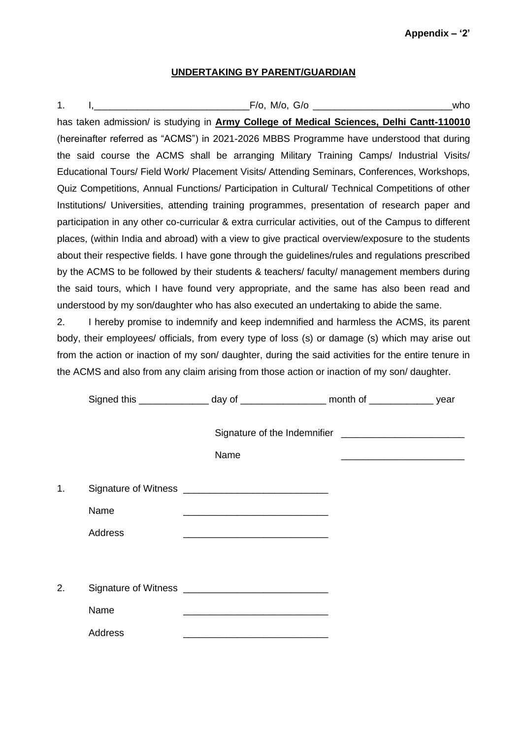**Appendix – '2'**

## UNDERTAKING BY PARENT/GUARDIAN

1. I,____________________________F/o, M/o, G/o _________________________who has taken admission/ is studying in **Army College of Medical Sciences, Delhi Cantt-110010** (hereinafter referred as "ACMS") in 2021-2026 MBBS Programme have understood that during the said course the ACMS shall be arranging Military Training Camps/ Industrial Visits/ Educational Tours/ Field Work/ Placement Visits/ Attending Seminars, Conferences, Workshops, Quiz Competitions, Annual Functions/ Participation in Cultural/ Technical Competitions of other Institutions/ Universities, attending training programmes, presentation of research paper and participation in any other co-curricular & extra curricular activities, out of the Campus to different places, (within India and abroad) with a view to give practical overview/exposure to the students about their respective fields. I have gone through the guidelines/rules and regulations prescribed by the ACMS to be followed by their students & teachers/ faculty/ management members during the said tours, which I have found very appropriate, and the same has also been read and understood by my son/daughter who has also executed an undertaking to abide the same.

2. I hereby promise to indemnify and keep indemnified and harmless the ACMS, its parent body, their employees/ officials, from every type of loss (s) or damage (s) which may arise out from the action or inaction of my son/ daughter, during the said activities for the entire tenure in the ACMS and also from any claim arising from those action or inaction of my son/ daughter.

Signed this _____________ day of ________________ month of ____________ year

Signature of the Indemnifier _______________________

Name _______________________

1. Signature of Witness ___________________________

   Name ___________________________

   Address ___________________________

2. Signature of Witness ___________________________

   Name ___________________________

   Address ___________________________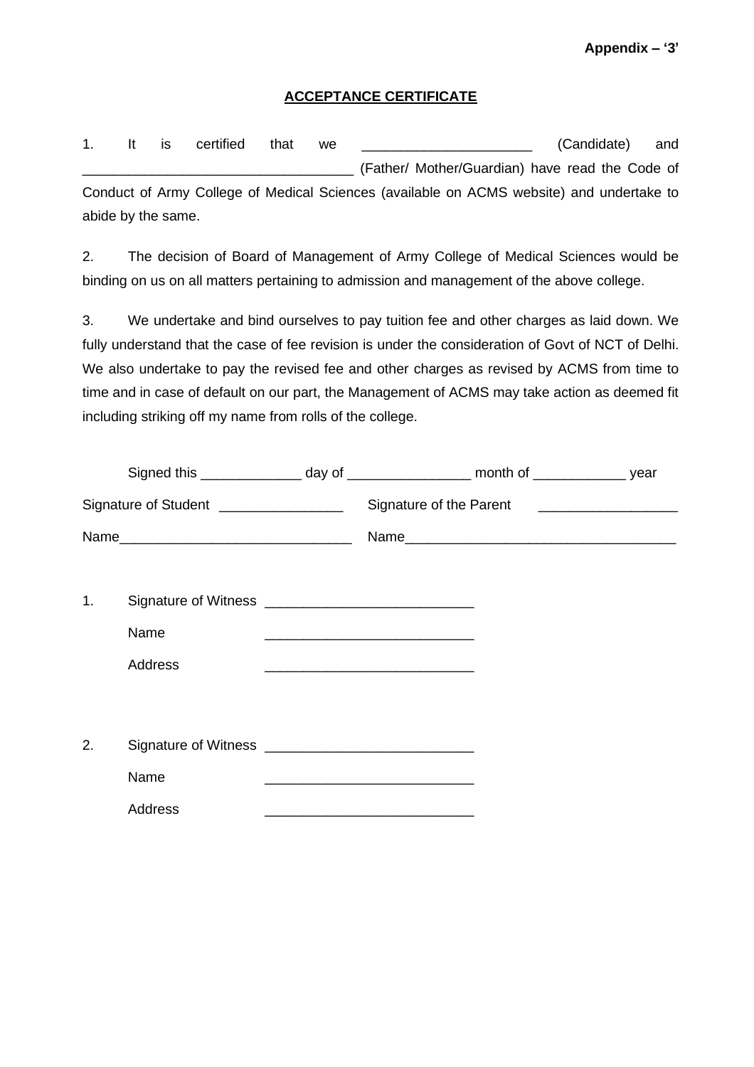**Appendix – '3'**

## ACCEPTANCE CERTIFICATE

1. It is certified that we ______________________ (Candidate) and ___________________________________ (Father/ Mother/Guardian) have read the Code of Conduct of Army College of Medical Sciences (available on ACMS website) and undertake to abide by the same.

2. The decision of Board of Management of Army College of Medical Sciences would be binding on us on all matters pertaining to admission and management of the above college.

3. We undertake and bind ourselves to pay tuition fee and other charges as laid down. We fully understand that the case of fee revision is under the consideration of Govt of NCT of Delhi. We also undertake to pay the revised fee and other charges as revised by ACMS from time to time and in case of default on our part, the Management of ACMS may take action as deemed fit including striking off my name from rolls of the college.

Signed this _____________ day of ________________ month of ____________ year

Signature of Student ________________ Signature of the Parent __________________

Name______________________________ Name___________________________________

1. Signature of Witness ___________________________

   Name ___________________________

   Address ___________________________

2. Signature of Witness ___________________________

   Name ___________________________

   Address ___________________________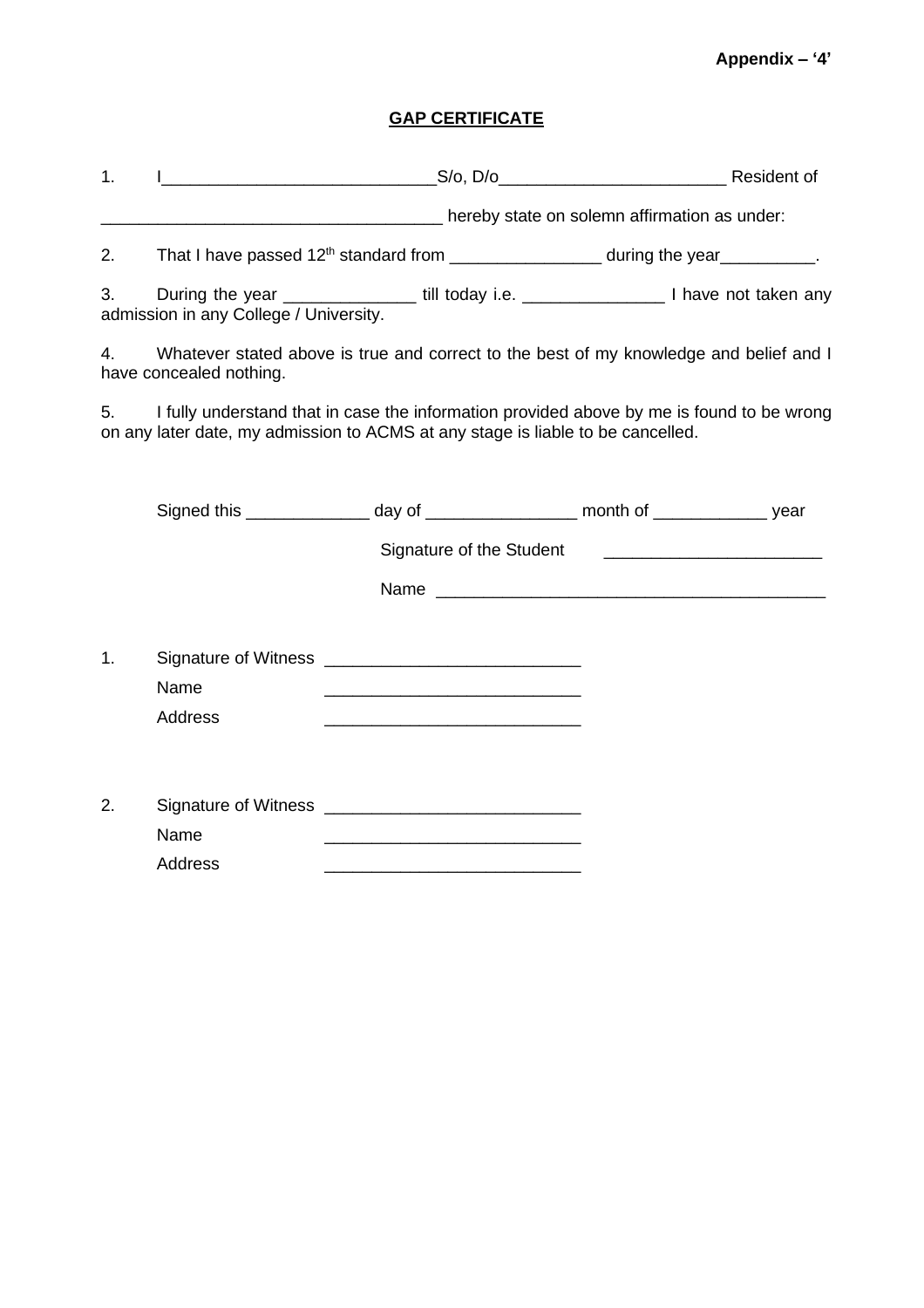**Appendix – '4'**

## GAP CERTIFICATE

1. I_____________________________S/o, D/o________________________ Resident of ____________________________________ hereby state on solemn affirmation as under:

2. That I have passed 12th standard from ________________ during the year__________.

3. During the year ______________ till today i.e. _______________ I have not taken any admission in any College / University.

4. Whatever stated above is true and correct to the best of my knowledge and belief and I have concealed nothing.

5. I fully understand that in case the information provided above by me is found to be wrong on any later date, my admission to ACMS at any stage is liable to be cancelled.

Signed this _____________ day of ________________ month of ____________ year

Signature of the Student _______________________

Name _________________________________________

1. Signature of Witness ___________________________

   Name ___________________________

   Address ___________________________

2. Signature of Witness ___________________________

   Name ___________________________

   Address ___________________________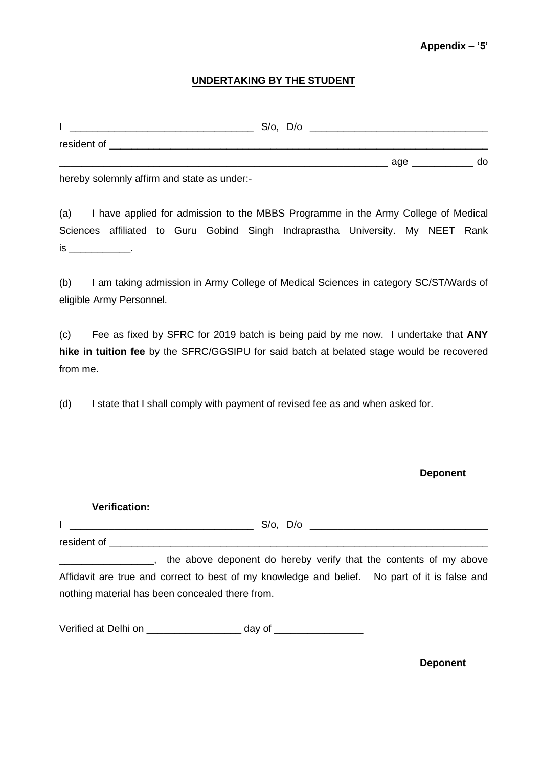**Appendix – '5'**

**UNDERTAKING BY THE STUDENT**

I ________________________________ S/o, D/o ________________________________ resident of ______________________________________________________________________ ____________________________________________________________ age ___________ do hereby solemnly affirm and state as under:-

(a) I have applied for admission to the MBBS Programme in the Army College of Medical Sciences affiliated to Guru Gobind Singh Indraprastha University. My NEET Rank is ___________.

(b) I am taking admission in Army College of Medical Sciences in category SC/ST/Wards of eligible Army Personnel.

(c) Fee as fixed by SFRC for 2019 batch is being paid by me now. I undertake that **ANY hike in tuition fee** by the SFRC/GGSIPU for said batch at belated stage would be recovered from me.

(d) I state that I shall comply with payment of revised fee as and when asked for.

**Deponent**

**Verification:**

I ________________________________ S/o, D/o ________________________________ resident of ______________________________________________________________________ ________________, the above deponent do hereby verify that the contents of my above Affidavit are true and correct to best of my knowledge and belief. No part of it is false and nothing material has been concealed there from.

Verified at Delhi on _________________ day of ________________

**Deponent**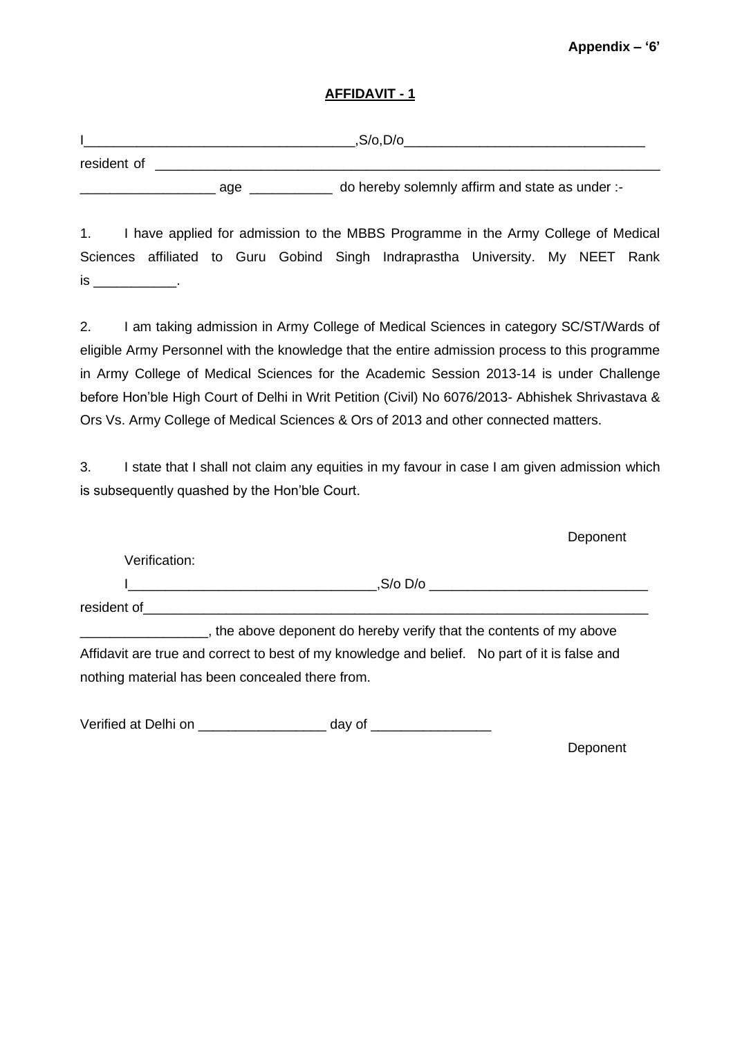**Appendix – '6'**

**AFFIDAVIT - 1**

I___________________________________,S/o,D/o________________________________ resident of ______________________________________________________________________ __________________ age ___________ do hereby solemnly affirm and state as under :-

1. I have applied for admission to the MBBS Programme in the Army College of Medical Sciences affiliated to Guru Gobind Singh Indraprastha University. My NEET Rank is ___________.

2. I am taking admission in Army College of Medical Sciences in category SC/ST/Wards of eligible Army Personnel with the knowledge that the entire admission process to this programme in Army College of Medical Sciences for the Academic Session 2013-14 is under Challenge before Hon'ble High Court of Delhi in Writ Petition (Civil) No 6076/2013- Abhishek Shrivastava & Ors Vs. Army College of Medical Sciences & Ors of 2013 and other connected matters.

3. I state that I shall not claim any equities in my favour in case I am given admission which is subsequently quashed by the Hon'ble Court.

Deponent

Verification:

I________________________________,S/o D/o _____________________________ resident of____________________________________________________________________ _________________, the above deponent do hereby verify that the contents of my above Affidavit are true and correct to best of my knowledge and belief. No part of it is false and nothing material has been concealed there from.

Verified at Delhi on _________________ day of ________________

Deponent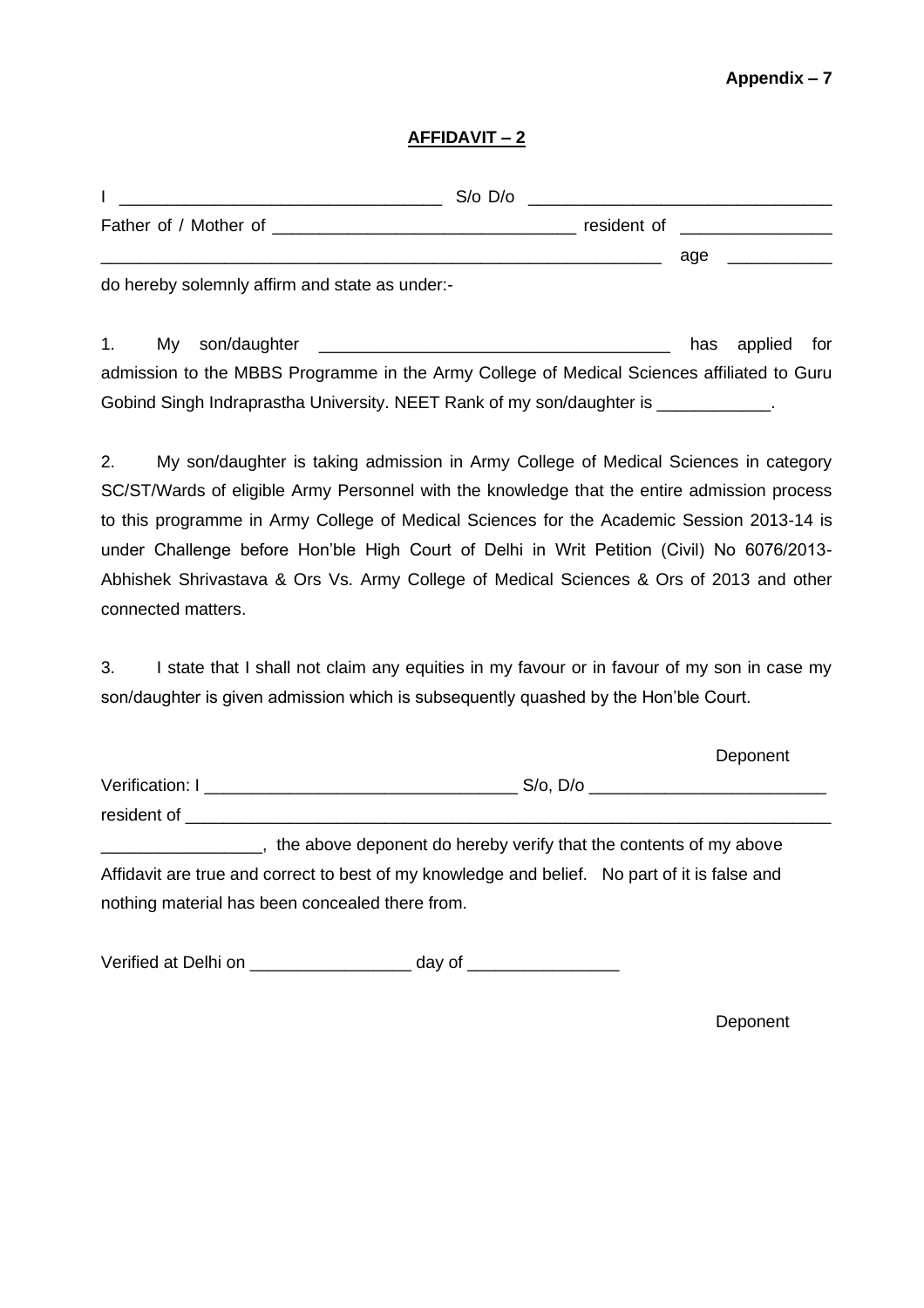**Appendix – 7**

## AFFIDAVIT – 2

I ________________________________ S/o D/o ______________________________ Father of / Mother of ______________________________ resident of _______________ _________________________________________________________ age __________ do hereby solemnly affirm and state as under:-

1. My son/daughter __________________________________ has applied for admission to the MBBS Programme in the Army College of Medical Sciences affiliated to Guru Gobind Singh Indraprastha University. NEET Rank of my son/daughter is ____________.

2. My son/daughter is taking admission in Army College of Medical Sciences in category SC/ST/Wards of eligible Army Personnel with the knowledge that the entire admission process to this programme in Army College of Medical Sciences for the Academic Session 2013-14 is under Challenge before Hon'ble High Court of Delhi in Writ Petition (Civil) No 6076/2013-Abhishek Shrivastava & Ors Vs. Army College of Medical Sciences & Ors of 2013 and other connected matters.

3. I state that I shall not claim any equities in my favour or in favour of my son in case my son/daughter is given admission which is subsequently quashed by the Hon'ble Court.

Deponent

Verification: I ______________________________ S/o, D/o ________________________ resident of ____________________________________________________________________ ________________, the above deponent do hereby verify that the contents of my above Affidavit are true and correct to best of my knowledge and belief. No part of it is false and nothing material has been concealed there from.

Verified at Delhi on ________________ day of _______________

Deponent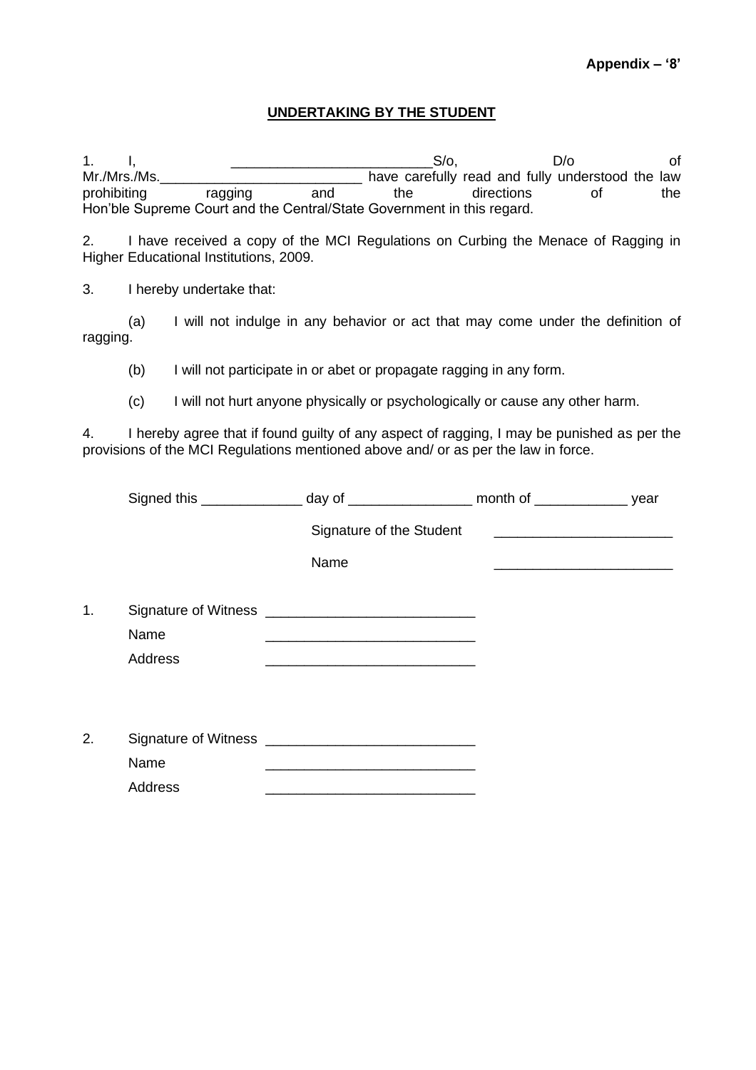**Appendix – '8'**

## UNDERTAKING BY THE STUDENT

1. I, __________________________S/o, D/o of Mr./Mrs./Ms.__________________________ have carefully read and fully understood the law prohibiting ragging and the directions of the Hon'ble Supreme Court and the Central/State Government in this regard.

2. I have received a copy of the MCI Regulations on Curbing the Menace of Ragging in Higher Educational Institutions, 2009.

3. I hereby undertake that:

   (a) I will not indulge in any behavior or act that may come under the definition of ragging.

   (b) I will not participate in or abet or propagate ragging in any form.

   (c) I will not hurt anyone physically or psychologically or cause any other harm.

4. I hereby agree that if found guilty of any aspect of ragging, I may be punished as per the provisions of the MCI Regulations mentioned above and/ or as per the law in force.

Signed this _____________ day of ________________ month of ____________ year

Signature of the Student _______________________

Name _______________________

1. Signature of Witness ___________________________

   Name ___________________________

   Address ___________________________

2. Signature of Witness ___________________________

   Name ___________________________

   Address ___________________________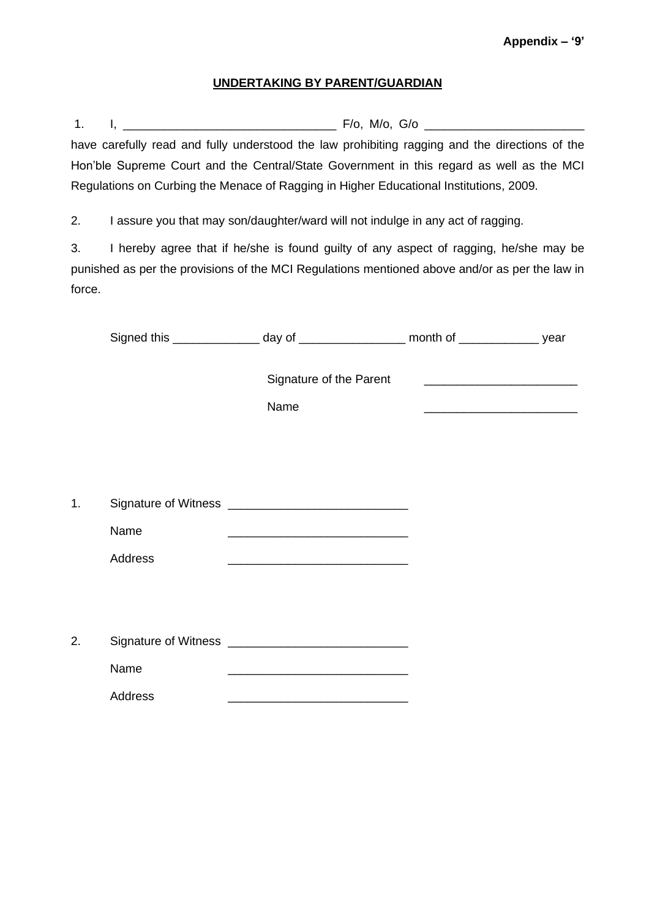**Appendix – '9'**

**UNDERTAKING BY PARENT/GUARDIAN**

1. I, _______________________________ F/o, M/o, G/o _______________________ have carefully read and fully understood the law prohibiting ragging and the directions of the Hon'ble Supreme Court and the Central/State Government in this regard as well as the MCI Regulations on Curbing the Menace of Ragging in Higher Educational Institutions, 2009.

2. I assure you that may son/daughter/ward will not indulge in any act of ragging.

3. I hereby agree that if he/she is found guilty of any aspect of ragging, he/she may be punished as per the provisions of the MCI Regulations mentioned above and/or as per the law in force.

Signed this _____________ day of ________________ month of ____________ year

Signature of the Parent _______________________

Name _______________________

1. Signature of Witness ___________________________

   Name ___________________________

   Address ___________________________

2. Signature of Witness ___________________________

   Name ___________________________

   Address ___________________________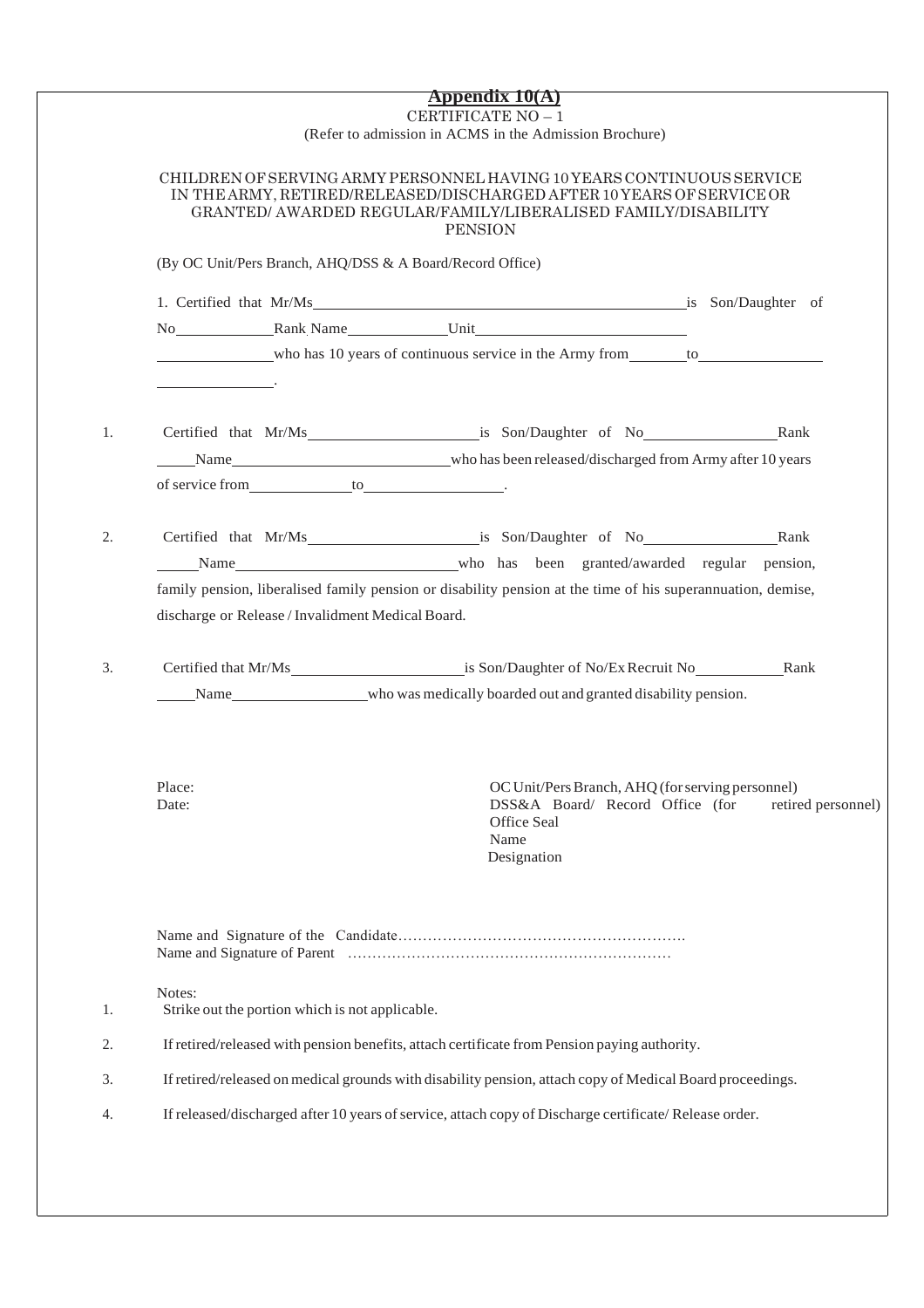# Appendix 10(A)

CERTIFICATE NO – 1

(Refer to admission in ACMS in the Admission Brochure)

CHILDREN OF SERVING ARMY PERSONNEL HAVING 10 YEARS CONTINUOUS SERVICE IN THE ARMY, RETIRED/RELEASED/DISCHARGED AFTER 10 YEARS OF SERVICE OR GRANTED/ AWARDED REGULAR/FAMILY/LIBERALISED FAMILY/DISABILITY PENSION

(By OC Unit/Pers Branch, AHQ/DSS & A Board/Record Office)

1. Certified that Mr/Ms\_\_\_\_\_\_\_\_\_\_\_\_\_\_\_\_\_\_\_\_\_\_\_\_\_\_\_\_\_\_\_\_is Son/Daughter of No\_\_\_\_\_\_\_\_\_\_Rank Name\_\_\_\_\_\_\_\_\_\_Unit\_\_\_\_\_\_\_\_\_\_\_\_\_\_\_\_\_\_\_\_ \_\_\_\_\_\_\_\_\_\_\_\_who has 10 years of continuous service in the Army from\_\_\_\_\_\_\_to\_\_\_\_\_\_\_\_\_\_\_\_ \_\_\_\_\_\_\_\_\_\_\_\_.

1. Certified that Mr/Ms\_\_\_\_\_\_\_\_\_\_\_\_\_\_\_\_\_\_is Son/Daughter of No\_\_\_\_\_\_\_\_\_\_\_\_\_\_Rank \_\_\_\_Name\_\_\_\_\_\_\_\_\_\_\_\_\_\_\_\_\_\_\_\_\_\_who has been released/discharged from Army after 10 years of service from\_\_\_\_\_\_\_\_\_\_to\_\_\_\_\_\_\_\_\_\_\_\_\_\_.

2. Certified that Mr/Ms\_\_\_\_\_\_\_\_\_\_\_\_\_\_\_\_\_\_is Son/Daughter of No\_\_\_\_\_\_\_\_\_\_\_\_\_\_Rank \_\_\_\_Name\_\_\_\_\_\_\_\_\_\_\_\_\_\_\_\_\_\_\_\_\_\_who has been granted/awarded regular pension, family pension, liberalised family pension or disability pension at the time of his superannuation, demise, discharge or Release / Invalidment Medical Board.

3. Certified that Mr/Ms\_\_\_\_\_\_\_\_\_\_\_\_\_\_\_\_\_\_is Son/Daughter of No/Ex Recruit No\_\_\_\_\_\_\_\_\_Rank \_\_\_\_Name\_\_\_\_\_\_\_\_\_\_\_\_\_\_who was medically boarded out and granted disability pension.

Place:

Date:

OC Unit/Pers Branch, AHQ (for serving personnel)
DSS&A Board/ Record Office (for retired personnel)
Office Seal
Name
Designation

Name and Signature of the Candidate……………………………………………….
Name and Signature of Parent …………………………………………………………

Notes:

1. Strike out the portion which is not applicable.
2. If retired/released with pension benefits, attach certificate from Pension paying authority.
3. If retired/released on medical grounds with disability pension, attach copy of Medical Board proceedings.
4. If released/discharged after 10 years of service, attach copy of Discharge certificate/ Release order.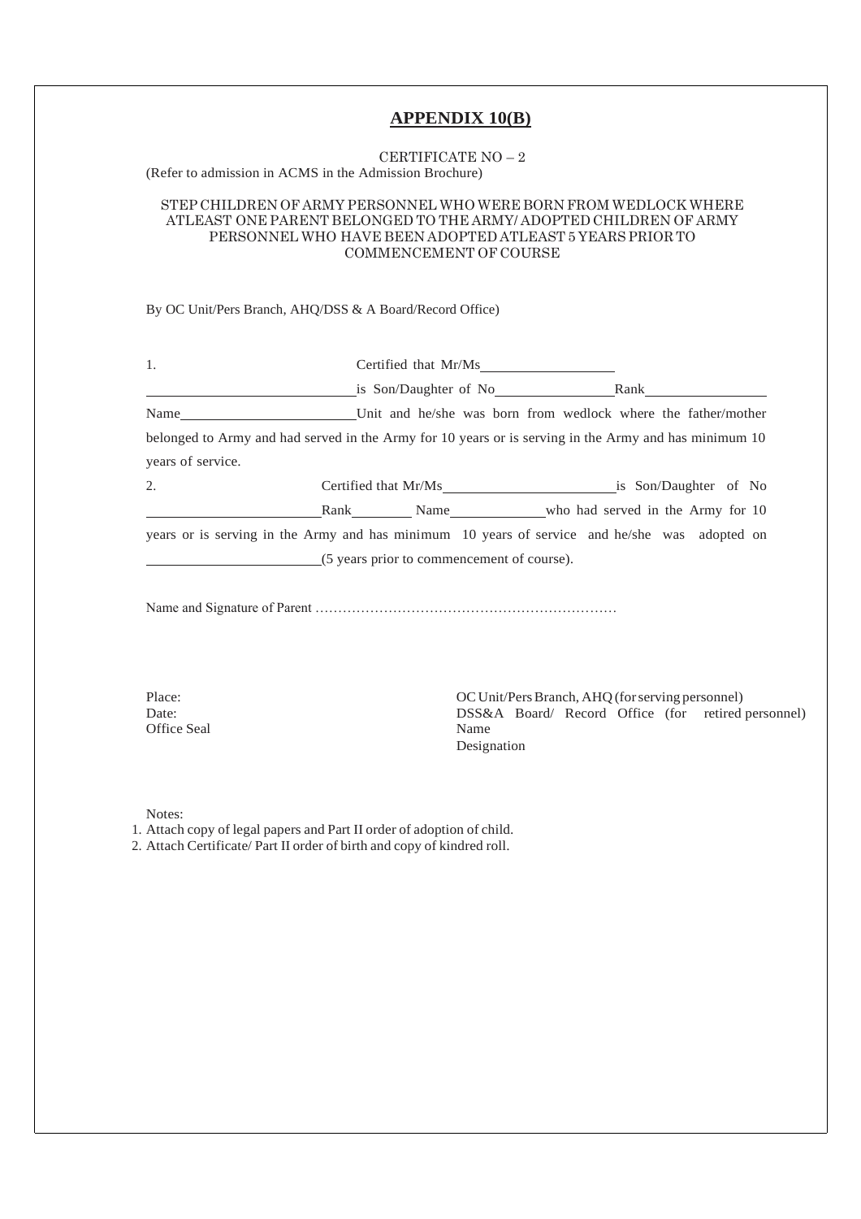## APPENDIX 10(B)

CERTIFICATE NO – 2

(Refer to admission in ACMS in the Admission Brochure)

STEP CHILDREN OF ARMY PERSONNEL WHO WERE BORN FROM WEDLOCK WHERE ATLEAST ONE PARENT BELONGED TO THE ARMY/ ADOPTED CHILDREN OF ARMY PERSONNEL WHO HAVE BEEN ADOPTED ATLEAST 5 YEARS PRIOR TO COMMENCEMENT OF COURSE

By OC Unit/Pers Branch, AHQ/DSS & A Board/Record Office)

1. Certified that Mr/Ms ____________________ ____________________ is Son/Daughter of No ____________________ Rank ____________________ Name ____________________ Unit and he/she was born from wedlock where the father/mother belonged to Army and had served in the Army for 10 years or is serving in the Army and has minimum 10 years of service.

2. Certified that Mr/Ms ____________________ is Son/Daughter of No ____________________ Rank __________ Name ______________ who had served in the Army for 10 years or is serving in the Army and has minimum 10 years of service and he/she was adopted on ____________________ (5 years prior to commencement of course).

Name and Signature of Parent ……………………………………………………….

Place:

Date:

Office Seal

OC Unit/Pers Branch, AHQ (for serving personnel)

DSS&A Board/ Record Office (for retired personnel)

Name

Designation

Notes:

1. Attach copy of legal papers and Part II order of adoption of child.
2. Attach Certificate/ Part II order of birth and copy of kindred roll.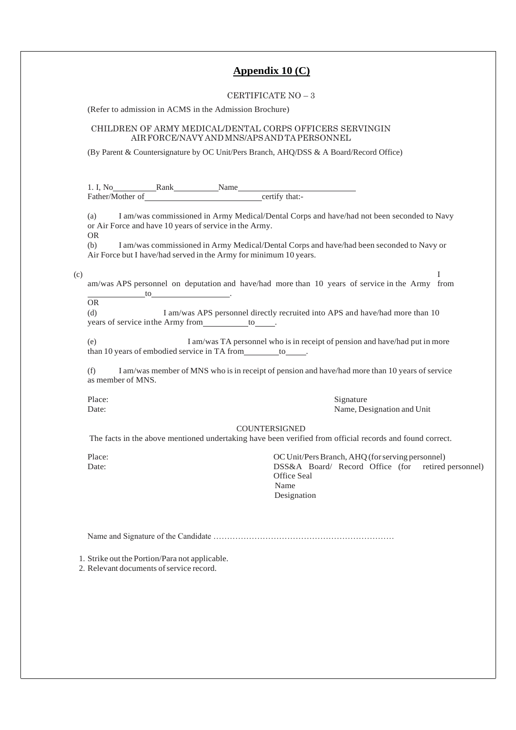## Appendix 10 (C)

CERTIFICATE NO – 3

(Refer to admission in ACMS in the Admission Brochure)

CHILDREN OF ARMY MEDICAL/DENTAL CORPS OFFICERS SERVINGIN AIR FORCE/NAVY AND MNS/APS AND TA PERSONNEL

(By Parent & Countersignature by OC Unit/Pers Branch, AHQ/DSS & A Board/Record Office)

1. I, No__________Rank__________Name___________________________
Father/Mother of___________________________certify that:-

(a) I am/was commissioned in Army Medical/Dental Corps and have/had not been seconded to Navy or Air Force and have 10 years of service in the Army.
OR
(b) I am/was commissioned in Army Medical/Dental Corps and have/had been seconded to Navy or Air Force but I have/had served in the Army for minimum 10 years.

(c) I am/was APS personnel on deputation and have/had more than 10 years of service in the Army from ____________to_________________.
OR
(d) I am/was APS personnel directly recruited into APS and have/had more than 10 years of service inthe Army from__________to_____.

(e) I am/was TA personnel who is in receipt of pension and have/had put in more than 10 years of embodied service in TA from________to_____.

(f) I am/was member of MNS who is in receipt of pension and have/had more than 10 years of service as member of MNS.

Place: Signature
Date: Name, Designation and Unit

COUNTERSIGNED

The facts in the above mentioned undertaking have been verified from official records and found correct.

Place: OC Unit/Pers Branch, AHQ (for serving personnel)
Date: DSS&A Board/ Record Office (for retired personnel)
Office Seal
Name
Designation

Name and Signature of the Candidate ……………………………………………………………

1. Strike out the Portion/Para not applicable.
2. Relevant documents of service record.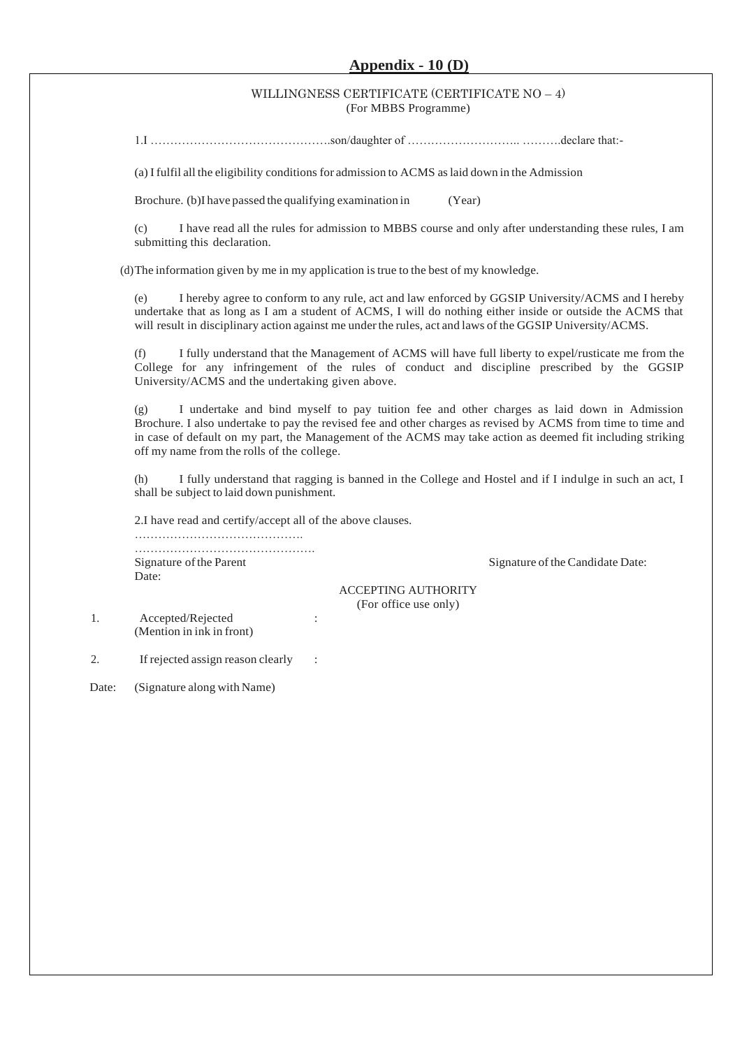## Appendix - 10 (D)

WILLINGNESS CERTIFICATE (CERTIFICATE NO – 4)
(For MBBS Programme)

1.I ……………………………………….son/daughter of ……………………….. ……….declare that:-

(a) I fulfil all the eligibility conditions for admission to ACMS as laid down in the Admission

Brochure. (b)I have passed the qualifying examination in (Year)

(c) I have read all the rules for admission to MBBS course and only after understanding these rules, I am submitting this declaration.

(d)The information given by me in my application is true to the best of my knowledge.

(e) I hereby agree to conform to any rule, act and law enforced by GGSIP University/ACMS and I hereby undertake that as long as I am a student of ACMS, I will do nothing either inside or outside the ACMS that will result in disciplinary action against me under the rules, act and laws of the GGSIP University/ACMS.

(f) I fully understand that the Management of ACMS will have full liberty to expel/rusticate me from the College for any infringement of the rules of conduct and discipline prescribed by the GGSIP University/ACMS and the undertaking given above.

(g) I undertake and bind myself to pay tuition fee and other charges as laid down in Admission Brochure. I also undertake to pay the revised fee and other charges as revised by ACMS from time to time and in case of default on my part, the Management of the ACMS may take action as deemed fit including striking off my name from the rolls of the college.

(h) I fully understand that ragging is banned in the College and Hostel and if I indulge in such an act, I shall be subject to laid down punishment.

2.I have read and certify/accept all of the above clauses.

…………………………………….

……………………………………….

Signature of the Parent
Date:

Signature of the Candidate Date:

ACCEPTING AUTHORITY
(For office use only)

1. Accepted/Rejected :
(Mention in ink in front)

2. If rejected assign reason clearly :

Date: (Signature along with Name)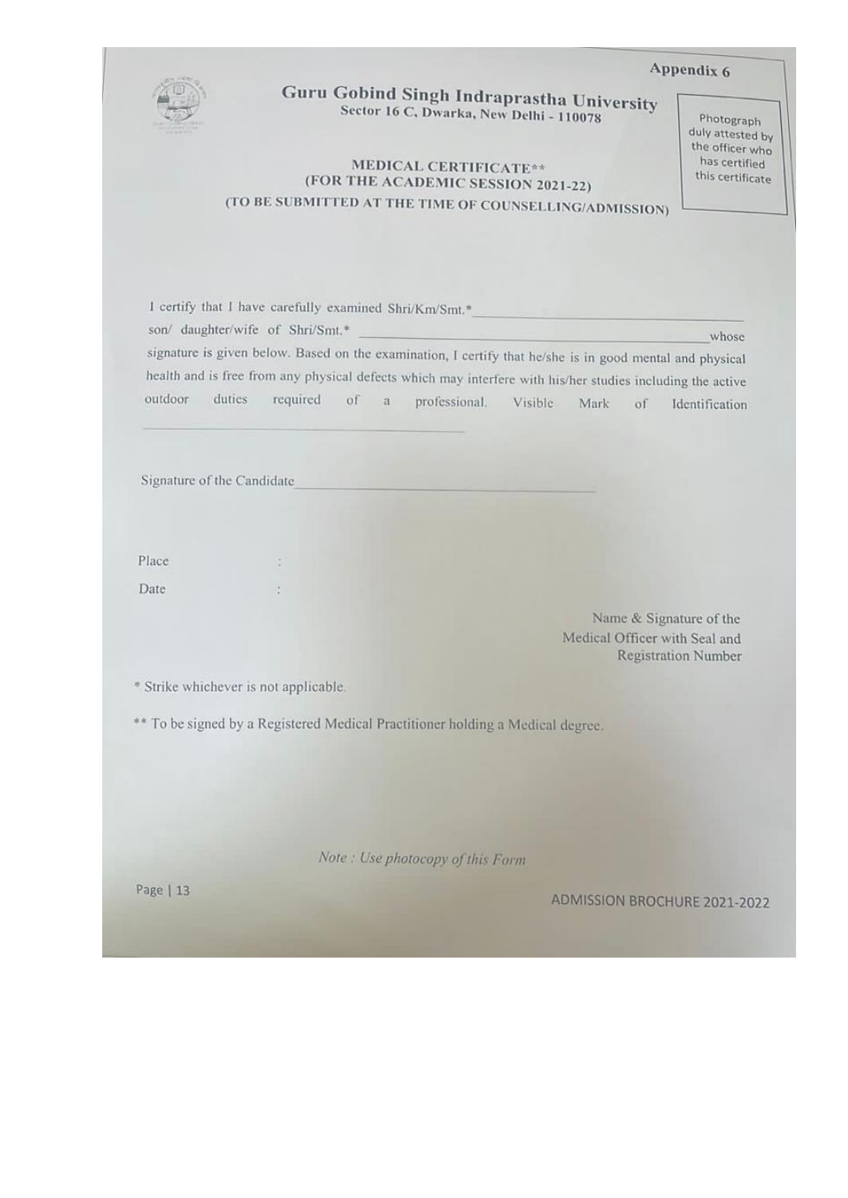Appendix 6

# Guru Gobind Singh Indraprastha University

Sector 16 C, Dwarka, New Delhi - 110078

Photograph duly attested by the officer who has certified this certificate

## MEDICAL CERTIFICATE**
## (FOR THE ACADEMIC SESSION 2021-22)
## (TO BE SUBMITTED AT THE TIME OF COUNSELLING/ADMISSION)

I certify that I have carefully examined Shri/Km/Smt.* ______________________________ son/ daughter/wife of Shri/Smt.* ______________________________ whose signature is given below. Based on the examination, I certify that he/she is in good mental and physical health and is free from any physical defects which may interfere with his/her studies including the active outdoor duties required of a professional. Visible Mark of Identification ______________________________

Signature of the Candidate ______________________________

Place :

Date :

Name & Signature of the Medical Officer with Seal and Registration Number

* Strike whichever is not applicable.

** To be signed by a Registered Medical Practitioner holding a Medical degree.

*Note : Use photocopy of this Form*

ADMISSION BROCHURE 2021-2022